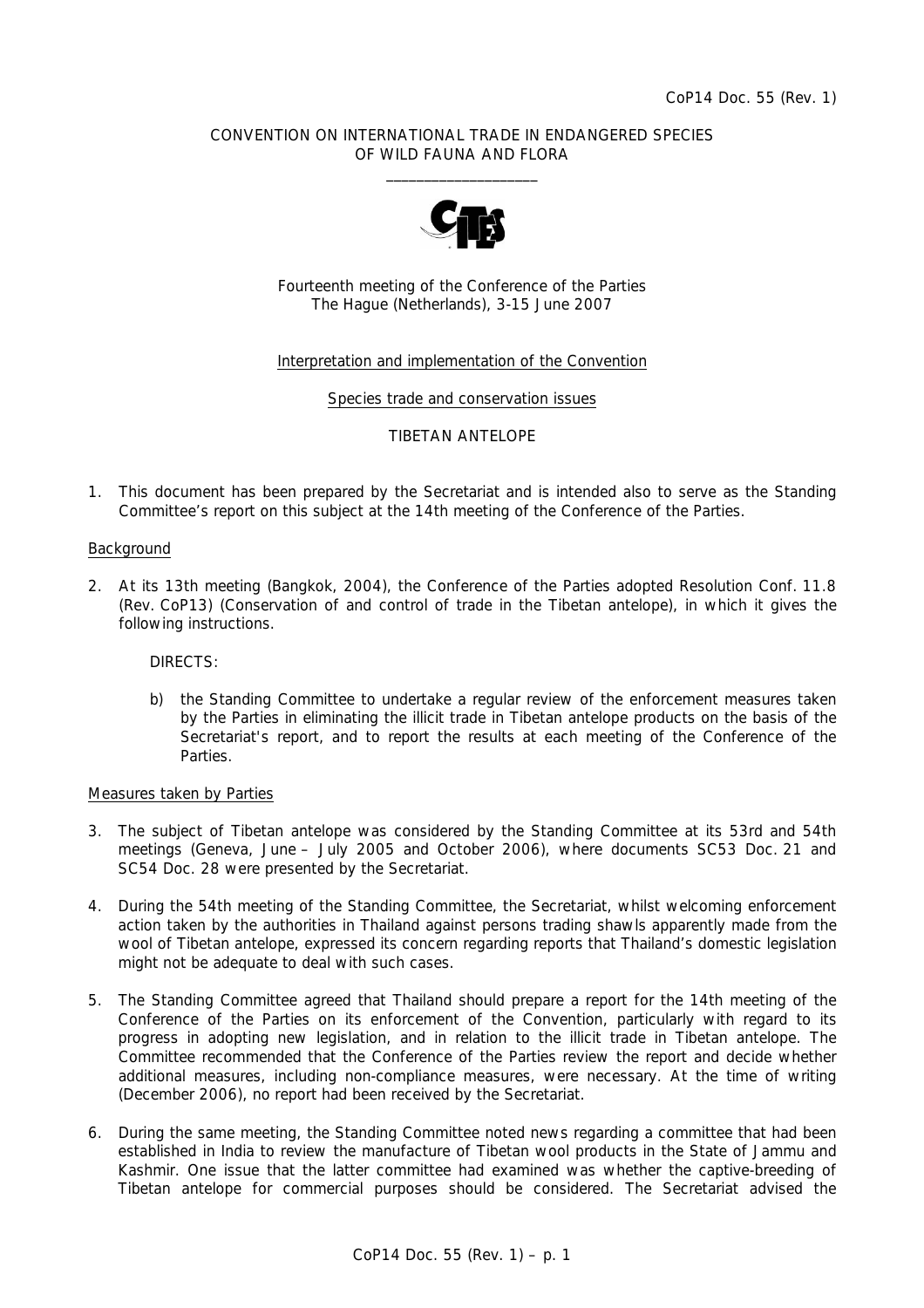CoP14 Doc. 55 (Rev. 1)

CONVENTION ON INTERNATIONAL TRADE IN ENDANGERED SPECIES OF WILD FAUNA AND FLORA

\_\_\_\_\_\_\_\_\_\_\_\_\_\_\_\_\_\_\_\_

Fourteenth meeting of the Conference of the Parties
The Hague (Netherlands), 3-15 June 2007

Interpretation and implementation of the Convention

Species trade and conservation issues

TIBETAN ANTELOPE

1. This document has been prepared by the Secretariat and is intended also to serve as the Standing Committee's report on this subject at the 14th meeting of the Conference of the Parties.

## Background

2. At its 13th meeting (Bangkok, 2004), the Conference of the Parties adopted Resolution Conf. 11.8 (Rev. CoP13) (Conservation of and control of trade in the Tibetan antelope), in which it gives the following instructions.

   DIRECTS:

   b) the Standing Committee to undertake a regular review of the enforcement measures taken by the Parties in eliminating the illicit trade in Tibetan antelope products on the basis of the Secretariat's report, and to report the results at each meeting of the Conference of the Parties.

## Measures taken by Parties

3. The subject of Tibetan antelope was considered by the Standing Committee at its 53rd and 54th meetings (Geneva, June – July 2005 and October 2006), where documents SC53 Doc. 21 and SC54 Doc. 28 were presented by the Secretariat.

4. During the 54th meeting of the Standing Committee, the Secretariat, whilst welcoming enforcement action taken by the authorities in Thailand against persons trading shawls apparently made from the wool of Tibetan antelope, expressed its concern regarding reports that Thailand's domestic legislation might not be adequate to deal with such cases.

5. The Standing Committee agreed that Thailand should prepare a report for the 14th meeting of the Conference of the Parties on its enforcement of the Convention, particularly with regard to its progress in adopting new legislation, and in relation to the illicit trade in Tibetan antelope. The Committee recommended that the Conference of the Parties review the report and decide whether additional measures, including non-compliance measures, were necessary. At the time of writing (December 2006), no report had been received by the Secretariat.

6. During the same meeting, the Standing Committee noted news regarding a committee that had been established in India to review the manufacture of Tibetan wool products in the State of Jammu and Kashmir. One issue that the latter committee had examined was whether the captive-breeding of Tibetan antelope for commercial purposes should be considered. The Secretariat advised the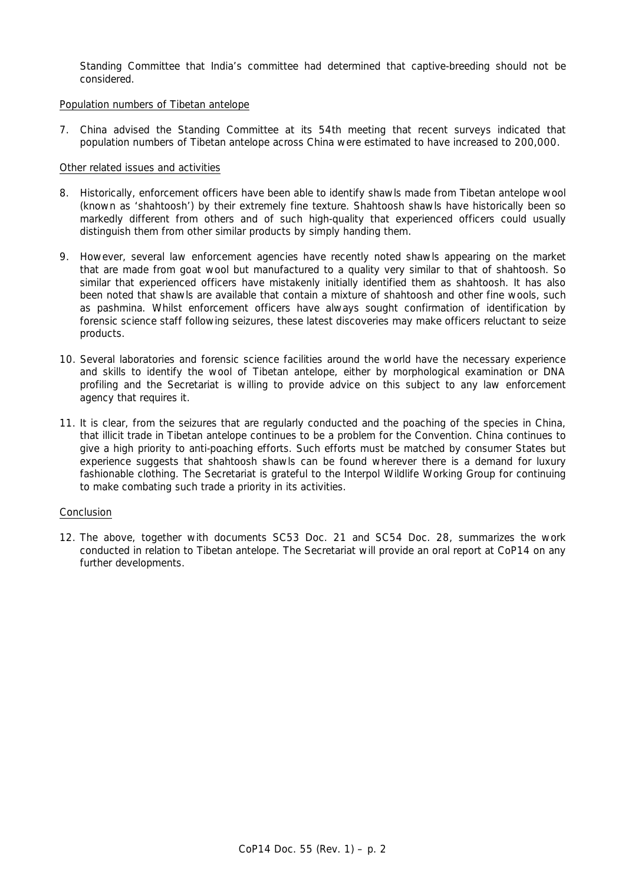Standing Committee that India's committee had determined that captive-breeding should not be considered.

Population numbers of Tibetan antelope

7. China advised the Standing Committee at its 54th meeting that recent surveys indicated that population numbers of Tibetan antelope across China were estimated to have increased to 200,000.

Other related issues and activities

8. Historically, enforcement officers have been able to identify shawls made from Tibetan antelope wool (known as 'shahtoosh') by their extremely fine texture. Shahtoosh shawls have historically been so markedly different from others and of such high-quality that experienced officers could usually distinguish them from other similar products by simply handing them.

9. However, several law enforcement agencies have recently noted shawls appearing on the market that are made from goat wool but manufactured to a quality very similar to that of shahtoosh. So similar that experienced officers have mistakenly initially identified them as shahtoosh. It has also been noted that shawls are available that contain a mixture of shahtoosh and other fine wools, such as pashmina. Whilst enforcement officers have always sought confirmation of identification by forensic science staff following seizures, these latest discoveries may make officers reluctant to seize products.

10. Several laboratories and forensic science facilities around the world have the necessary experience and skills to identify the wool of Tibetan antelope, either by morphological examination or DNA profiling and the Secretariat is willing to provide advice on this subject to any law enforcement agency that requires it.

11. It is clear, from the seizures that are regularly conducted and the poaching of the species in China, that illicit trade in Tibetan antelope continues to be a problem for the Convention. China continues to give a high priority to anti-poaching efforts. Such efforts must be matched by consumer States but experience suggests that shahtoosh shawls can be found wherever there is a demand for luxury fashionable clothing. The Secretariat is grateful to the Interpol Wildlife Working Group for continuing to make combating such trade a priority in its activities.

Conclusion

12. The above, together with documents SC53 Doc. 21 and SC54 Doc. 28, summarizes the work conducted in relation to Tibetan antelope. The Secretariat will provide an oral report at CoP14 on any further developments.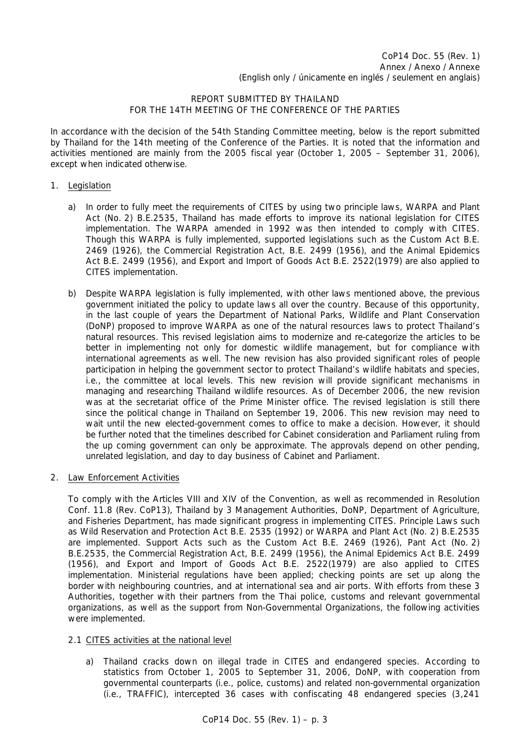CoP14 Doc. 55 (Rev. 1)
Annex / Anexo / Annexe
(English only / únicamente en inglés / seulement en anglais)

REPORT SUBMITTED BY THAILAND
FOR THE 14TH MEETING OF THE CONFERENCE OF THE PARTIES

In accordance with the decision of the 54th Standing Committee meeting, below is the report submitted by Thailand for the 14th meeting of the Conference of the Parties. It is noted that the information and activities mentioned are mainly from the 2005 fiscal year (October 1, 2005 – September 31, 2006), except when indicated otherwise.

1. Legislation

   a) In order to fully meet the requirements of CITES by using two principle laws, WARPA and Plant Act (No. 2) B.E.2535, Thailand has made efforts to improve its national legislation for CITES implementation. The WARPA amended in 1992 was then intended to comply with CITES. Though this WARPA is fully implemented, supported legislations such as the Custom Act B.E. 2469 (1926), the Commercial Registration Act, B.E. 2499 (1956), and the Animal Epidemics Act B.E. 2499 (1956), and Export and Import of Goods Act B.E. 2522(1979) are also applied to CITES implementation.

   b) Despite WARPA legislation is fully implemented, with other laws mentioned above, the previous government initiated the policy to update laws all over the country. Because of this opportunity, in the last couple of years the Department of National Parks, Wildlife and Plant Conservation (DoNP) proposed to improve WARPA as one of the natural resources laws to protect Thailand's natural resources. This revised legislation aims to modernize and re-categorize the articles to be better in implementing not only for domestic wildlife management, but for compliance with international agreements as well. The new revision has also provided significant roles of people participation in helping the government sector to protect Thailand's wildlife habitats and species, i.e., the committee at local levels. This new revision will provide significant mechanisms in managing and researching Thailand wildlife resources. As of December 2006, the new revision was at the secretariat office of the Prime Minister office. The revised legislation is still there since the political change in Thailand on September 19, 2006. This new revision may need to wait until the new elected-government comes to office to make a decision. However, it should be further noted that the timelines described for Cabinet consideration and Parliament ruling from the up coming government can only be approximate. The approvals depend on other pending, unrelated legislation, and day to day business of Cabinet and Parliament.

2. Law Enforcement Activities

   To comply with the Articles VIII and XIV of the Convention, as well as recommended in Resolution Conf. 11.8 (Rev. CoP13), Thailand by 3 Management Authorities, DoNP, Department of Agriculture, and Fisheries Department, has made significant progress in implementing CITES. Principle Laws such as Wild Reservation and Protection Act B.E. 2535 (1992) or WARPA and Plant Act (No. 2) B.E.2535 are implemented. Support Acts such as the Custom Act B.E. 2469 (1926), Pant Act (No. 2) B.E.2535, the Commercial Registration Act, B.E. 2499 (1956), the Animal Epidemics Act B.E. 2499 (1956), and Export and Import of Goods Act B.E. 2522(1979) are also applied to CITES implementation. Ministerial regulations have been applied; checking points are set up along the border with neighbouring countries, and at international sea and air ports. With efforts from these 3 Authorities, together with their partners from the Thai police, customs and relevant governmental organizations, as well as the support from Non-Governmental Organizations, the following activities were implemented.

   2.1 CITES activities at the national level

   a) Thailand cracks down on illegal trade in CITES and endangered species. According to statistics from October 1, 2005 to September 31, 2006, DoNP, with cooperation from governmental counterparts (i.e., police, customs) and related non-governmental organization (i.e., TRAFFIC), intercepted 36 cases with confiscating 48 endangered species (3,241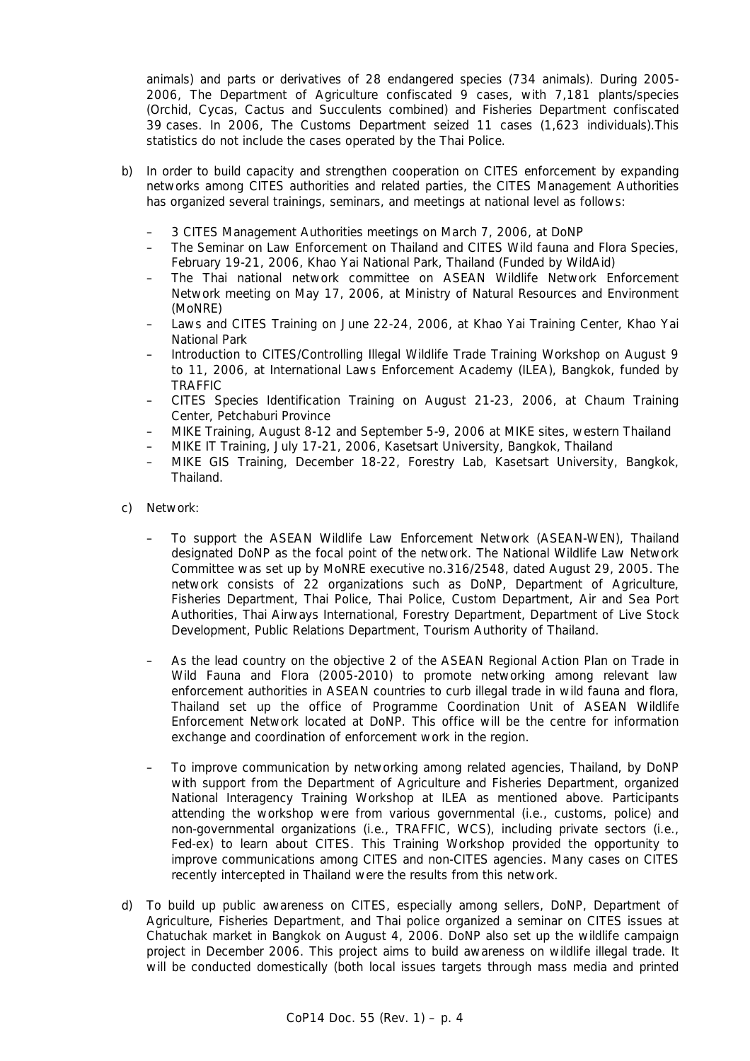animals) and parts or derivatives of 28 endangered species (734 animals). During 2005-2006, The Department of Agriculture confiscated 9 cases, with 7,181 plants/species (Orchid, Cycas, Cactus and Succulents combined) and Fisheries Department confiscated 39 cases. In 2006, The Customs Department seized 11 cases (1,623 individuals).This statistics do not include the cases operated by the Thai Police.

b) In order to build capacity and strengthen cooperation on CITES enforcement by expanding networks among CITES authorities and related parties, the CITES Management Authorities has organized several trainings, seminars, and meetings at national level as follows:

   – 3 CITES Management Authorities meetings on March 7, 2006, at DoNP
   – The Seminar on Law Enforcement on Thailand and CITES Wild fauna and Flora Species, February 19-21, 2006, Khao Yai National Park, Thailand (Funded by WildAid)
   – The Thai national network committee on ASEAN Wildlife Network Enforcement Network meeting on May 17, 2006, at Ministry of Natural Resources and Environment (MoNRE)
   – Laws and CITES Training on June 22-24, 2006, at Khao Yai Training Center, Khao Yai National Park
   – Introduction to CITES/Controlling Illegal Wildlife Trade Training Workshop on August 9 to 11, 2006, at International Laws Enforcement Academy (ILEA), Bangkok, funded by TRAFFIC
   – CITES Species Identification Training on August 21-23, 2006, at Chaum Training Center, Petchaburi Province
   – MIKE Training, August 8-12 and September 5-9, 2006 at MIKE sites, western Thailand
   – MIKE IT Training, July 17-21, 2006, Kasetsart University, Bangkok, Thailand
   – MIKE GIS Training, December 18-22, Forestry Lab, Kasetsart University, Bangkok, Thailand.

c) Network:

   – To support the ASEAN Wildlife Law Enforcement Network (ASEAN-WEN), Thailand designated DoNP as the focal point of the network. The National Wildlife Law Network Committee was set up by MoNRE executive no.316/2548, dated August 29, 2005. The network consists of 22 organizations such as DoNP, Department of Agriculture, Fisheries Department, Thai Police, Thai Police, Custom Department, Air and Sea Port Authorities, Thai Airways International, Forestry Department, Department of Live Stock Development, Public Relations Department, Tourism Authority of Thailand.

   – As the lead country on the objective 2 of the ASEAN Regional Action Plan on Trade in Wild Fauna and Flora (2005-2010) to promote networking among relevant law enforcement authorities in ASEAN countries to curb illegal trade in wild fauna and flora, Thailand set up the office of Programme Coordination Unit of ASEAN Wildlife Enforcement Network located at DoNP. This office will be the centre for information exchange and coordination of enforcement work in the region.

   – To improve communication by networking among related agencies, Thailand, by DoNP with support from the Department of Agriculture and Fisheries Department, organized National Interagency Training Workshop at ILEA as mentioned above. Participants attending the workshop were from various governmental (i.e., customs, police) and non-governmental organizations (i.e., TRAFFIC, WCS), including private sectors (i.e., Fed-ex) to learn about CITES. This Training Workshop provided the opportunity to improve communications among CITES and non-CITES agencies. Many cases on CITES recently intercepted in Thailand were the results from this network.

d) To build up public awareness on CITES, especially among sellers, DoNP, Department of Agriculture, Fisheries Department, and Thai police organized a seminar on CITES issues at Chatuchak market in Bangkok on August 4, 2006. DoNP also set up the wildlife campaign project in December 2006. This project aims to build awareness on wildlife illegal trade. It will be conducted domestically (both local issues targets through mass media and printed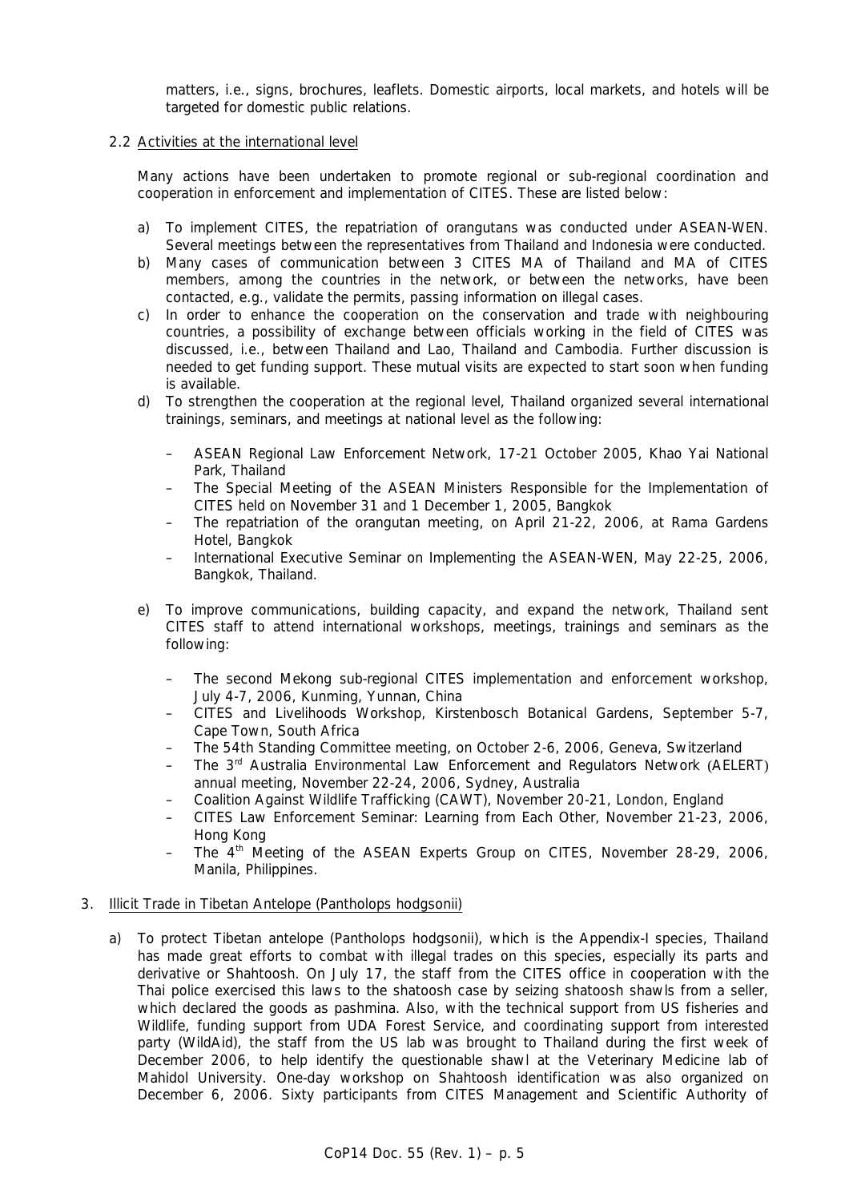matters, i.e., signs, brochures, leaflets. Domestic airports, local markets, and hotels will be targeted for domestic public relations.

2.2 Activities at the international level

Many actions have been undertaken to promote regional or sub-regional coordination and cooperation in enforcement and implementation of CITES. These are listed below:

a) To implement CITES, the repatriation of orangutans was conducted under ASEAN-WEN. Several meetings between the representatives from Thailand and Indonesia were conducted.
b) Many cases of communication between 3 CITES MA of Thailand and MA of CITES members, among the countries in the network, or between the networks, have been contacted, e.g., validate the permits, passing information on illegal cases.
c) In order to enhance the cooperation on the conservation and trade with neighbouring countries, a possibility of exchange between officials working in the field of CITES was discussed, i.e., between Thailand and Lao, Thailand and Cambodia. Further discussion is needed to get funding support. These mutual visits are expected to start soon when funding is available.
d) To strengthen the cooperation at the regional level, Thailand organized several international trainings, seminars, and meetings at national level as the following:

   – ASEAN Regional Law Enforcement Network, 17-21 October 2005, Khao Yai National Park, Thailand
   – The Special Meeting of the ASEAN Ministers Responsible for the Implementation of CITES held on November 31 and 1 December 1, 2005, Bangkok
   – The repatriation of the orangutan meeting, on April 21-22, 2006, at Rama Gardens Hotel, Bangkok
   – International Executive Seminar on Implementing the ASEAN-WEN, May 22-25, 2006, Bangkok, Thailand.

e) To improve communications, building capacity, and expand the network, Thailand sent CITES staff to attend international workshops, meetings, trainings and seminars as the following:

   – The second Mekong sub-regional CITES implementation and enforcement workshop, July 4-7, 2006, Kunming, Yunnan, China
   – CITES and Livelihoods Workshop, Kirstenbosch Botanical Gardens, September 5-7, Cape Town, South Africa
   – The 54th Standing Committee meeting, on October 2-6, 2006, Geneva, Switzerland
   – The 3rd Australia Environmental Law Enforcement and Regulators Network (AELERT) annual meeting, November 22-24, 2006, Sydney, Australia
   – Coalition Against Wildlife Trafficking (CAWT), November 20-21, London, England
   – CITES Law Enforcement Seminar: Learning from Each Other, November 21-23, 2006, Hong Kong
   – The 4th Meeting of the ASEAN Experts Group on CITES, November 28-29, 2006, Manila, Philippines.

3. Illicit Trade in Tibetan Antelope (*Pantholops hodgsonii*)

a) To protect Tibetan antelope (*Pantholops hodgsonii*), which is the Appendix-I species, Thailand has made great efforts to combat with illegal trades on this species, especially its parts and derivative or Shahtoosh. On July 17, the staff from the CITES office in cooperation with the Thai police exercised this laws to the shatoosh case by seizing shatoosh shawls from a seller, which declared the goods as pashmina. Also, with the technical support from US fisheries and Wildlife, funding support from UDA Forest Service, and coordinating support from interested party (WildAid), the staff from the US lab was brought to Thailand during the first week of December 2006, to help identify the questionable shawl at the Veterinary Medicine lab of Mahidol University. One-day workshop on Shahtoosh identification was also organized on December 6, 2006. Sixty participants from CITES Management and Scientific Authority of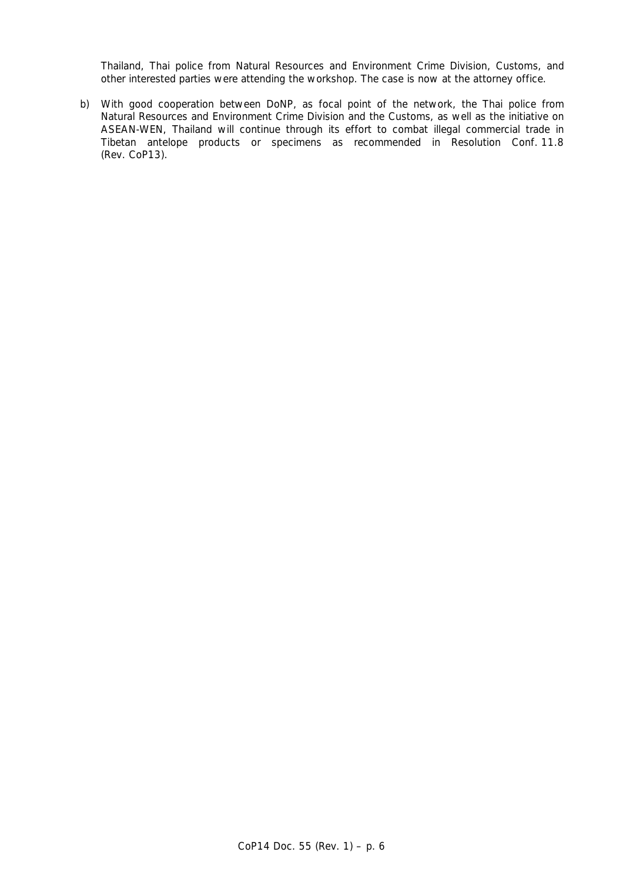Thailand, Thai police from Natural Resources and Environment Crime Division, Customs, and other interested parties were attending the workshop. The case is now at the attorney office.

b) With good cooperation between DoNP, as focal point of the network, the Thai police from Natural Resources and Environment Crime Division and the Customs, as well as the initiative on ASEAN-WEN, Thailand will continue through its effort to combat illegal commercial trade in Tibetan antelope products or specimens as recommended in Resolution Conf. 11.8 (Rev. CoP13).